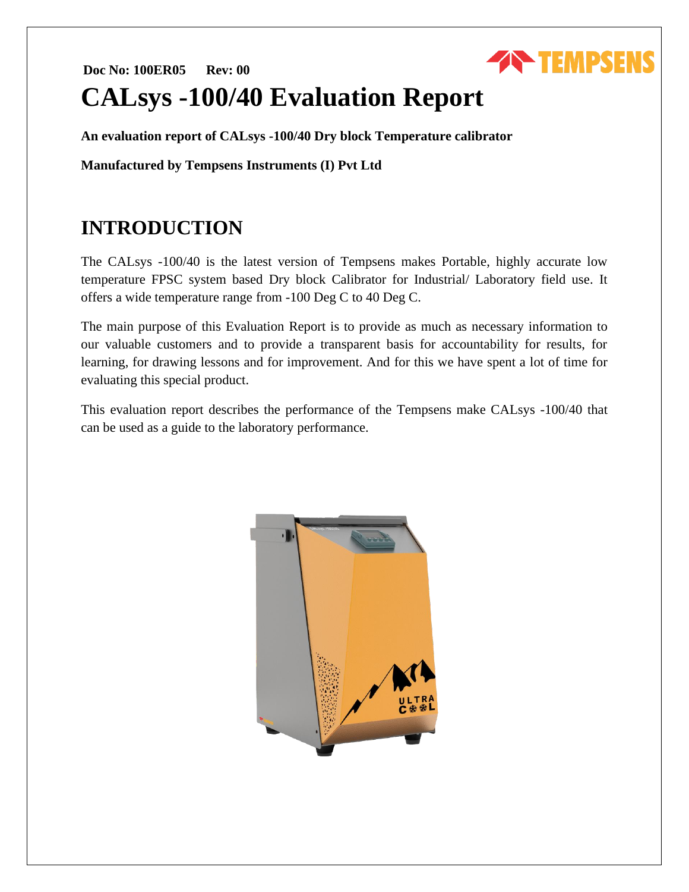**Doc No: 100ER05 Rev: 00**

# CALsys -100/40 Evaluation Report

**An evaluation report of CALsys -100/40 Dry block Temperature calibrator**

**Manufactured by Tempsens Instruments (I) Pvt Ltd**

## INTRODUCTION

The CALsys -100/40 is the latest version of Tempsens makes Portable, highly accurate low temperature FPSC system based Dry block Calibrator for Industrial/ Laboratory field use. It offers a wide temperature range from -100 Deg C to 40 Deg C.

The main purpose of this Evaluation Report is to provide as much as necessary information to our valuable customers and to provide a transparent basis for accountability for results, for learning, for drawing lessons and for improvement. And for this we have spent a lot of time for evaluating this special product.

This evaluation report describes the performance of the Tempsens make CALsys -100/40 that can be used as a guide to the laboratory performance.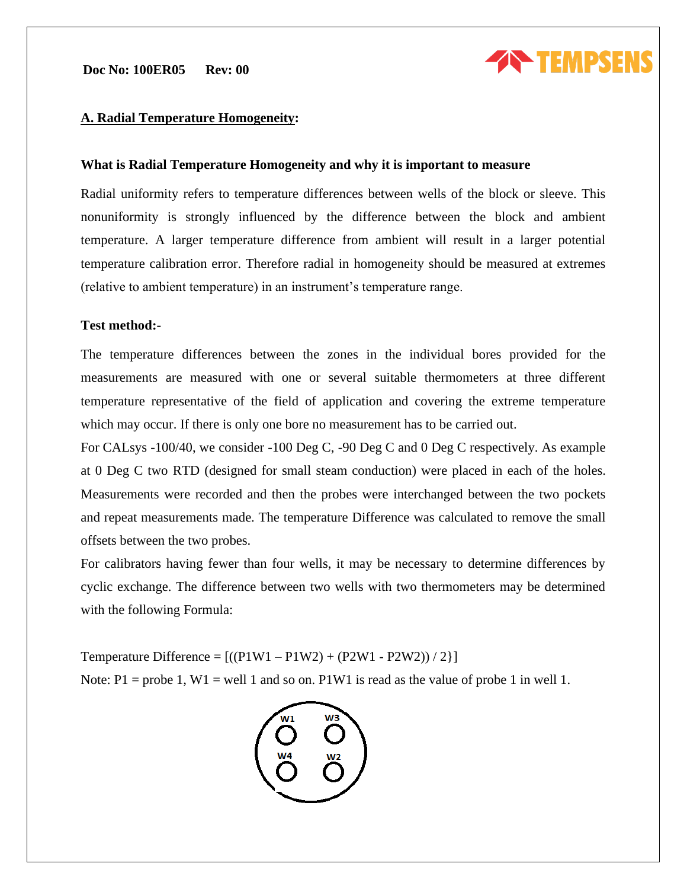## A. Radial Temperature Homogeneity:

### What is Radial Temperature Homogeneity and why it is important to measure

Radial uniformity refers to temperature differences between wells of the block or sleeve. This nonuniformity is strongly influenced by the difference between the block and ambient temperature. A larger temperature difference from ambient will result in a larger potential temperature calibration error. Therefore radial in homogeneity should be measured at extremes (relative to ambient temperature) in an instrument's temperature range.

### Test method:-

The temperature differences between the zones in the individual bores provided for the measurements are measured with one or several suitable thermometers at three different temperature representative of the field of application and covering the extreme temperature which may occur. If there is only one bore no measurement has to be carried out.

For CALsys -100/40, we consider -100 Deg C, -90 Deg C and 0 Deg C respectively. As example at 0 Deg C two RTD (designed for small steam conduction) were placed in each of the holes. Measurements were recorded and then the probes were interchanged between the two pockets and repeat measurements made. The temperature Difference was calculated to remove the small offsets between the two probes.

For calibrators having fewer than four wells, it may be necessary to determine differences by cyclic exchange. The difference between two wells with two thermometers may be determined with the following Formula:

Temperature Difference = [((P1W1 – P1W2) + (P2W1 - P2W2)) / 2}]

Note: P1 = probe 1, W1 = well 1 and so on. P1W1 is read as the value of probe 1 in well 1.

W1 W3

W4 W2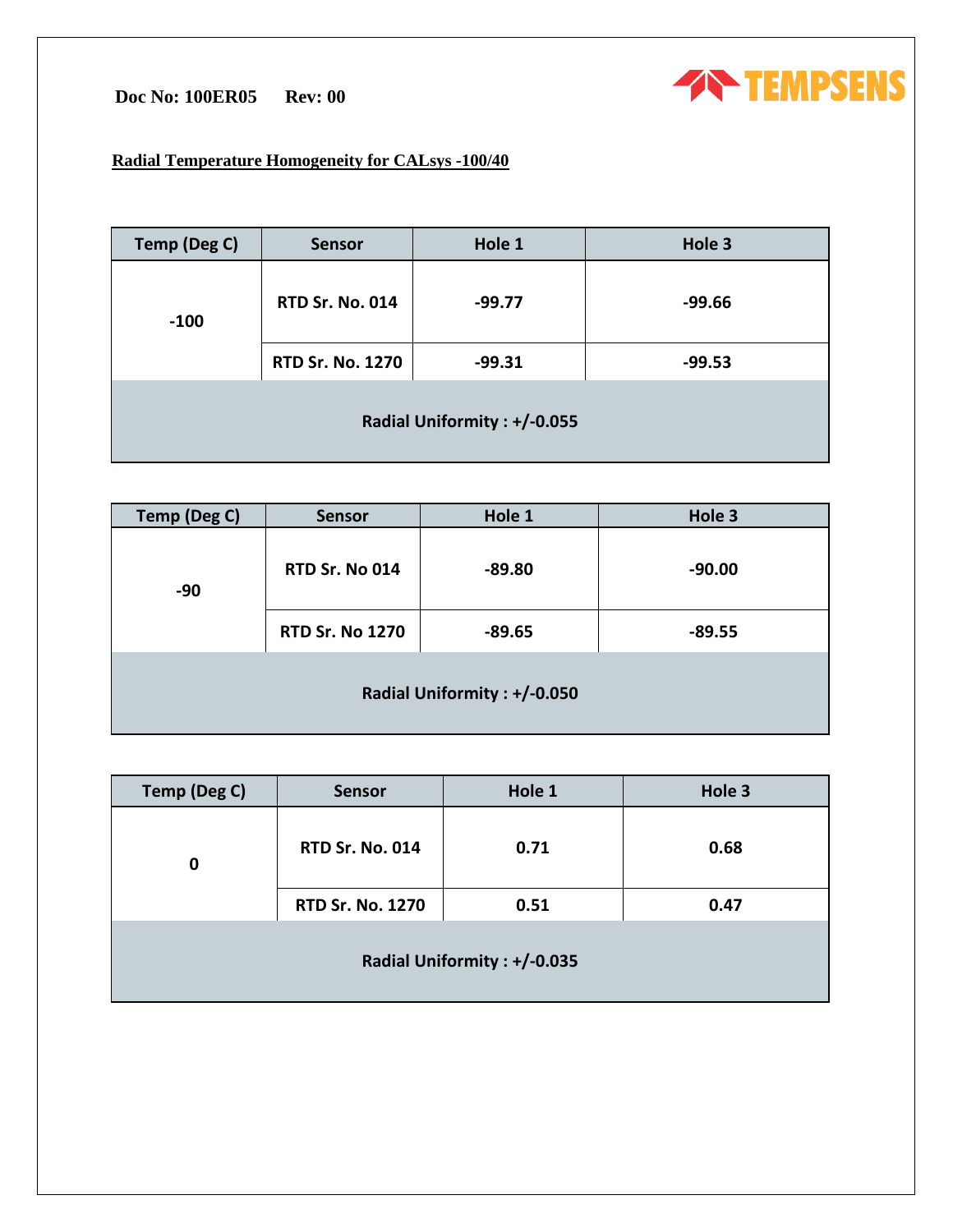Doc No: 100ER05 Rev: 00

**Radial Temperature Homogeneity for CALsys -100/40**

| Temp (Deg C) | Sensor | Hole 1 | Hole 3 |
|---|---|---|---|
| -100 | RTD Sr. No. 014 | -99.77 | -99.66 |
| | RTD Sr. No. 1270 | -99.31 | -99.53 |
| Radial Uniformity : +/-0.055 | | | |

| Temp (Deg C) | Sensor | Hole 1 | Hole 3 |
|---|---|---|---|
| -90 | RTD Sr. No 014 | -89.80 | -90.00 |
| | RTD Sr. No 1270 | -89.65 | -89.55 |
| Radial Uniformity : +/-0.050 | | | |

| Temp (Deg C) | Sensor | Hole 1 | Hole 3 |
|---|---|---|---|
| 0 | RTD Sr. No. 014 | 0.71 | 0.68 |
| | RTD Sr. No. 1270 | 0.51 | 0.47 |
| Radial Uniformity : +/-0.035 | | | |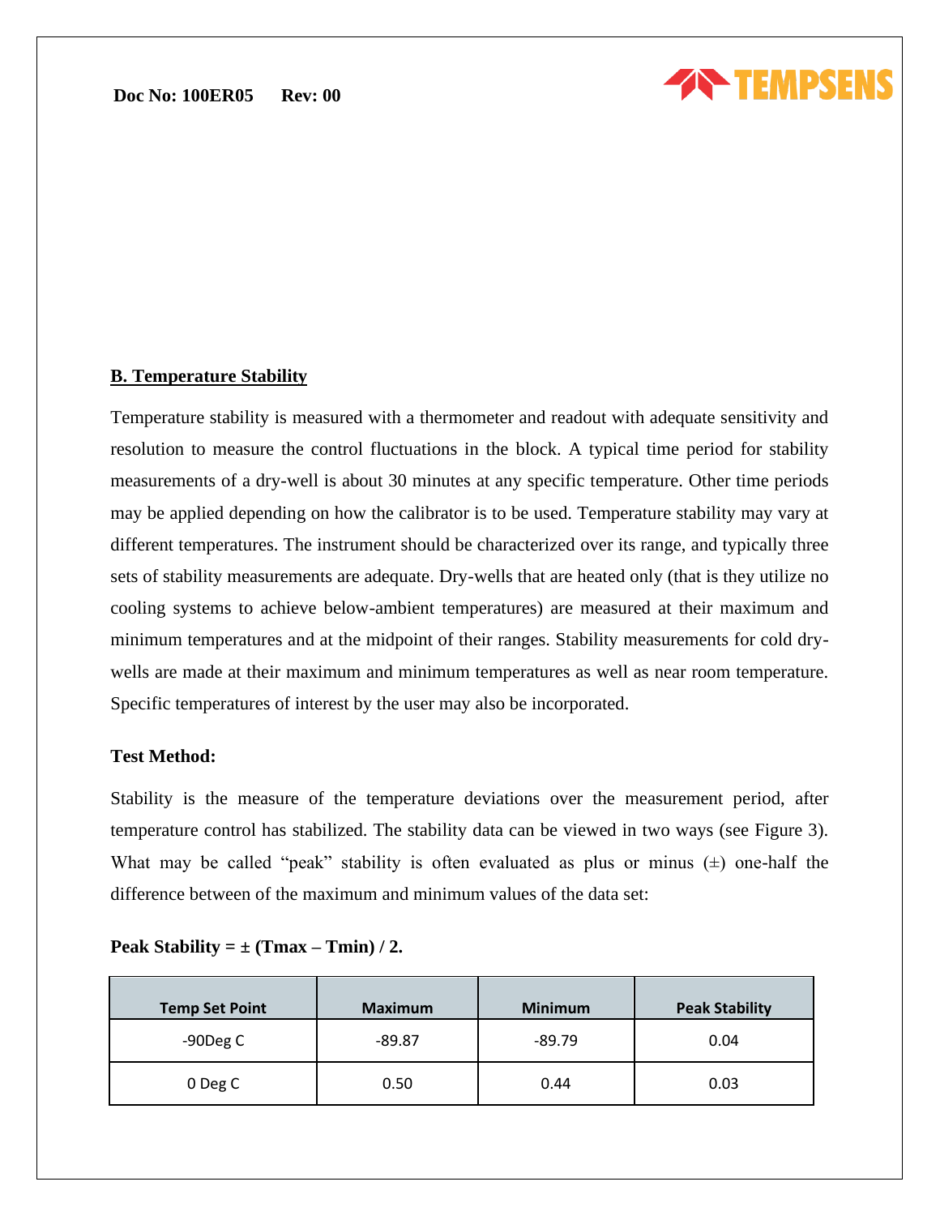## B. Temperature Stability

Temperature stability is measured with a thermometer and readout with adequate sensitivity and resolution to measure the control fluctuations in the block. A typical time period for stability measurements of a dry-well is about 30 minutes at any specific temperature. Other time periods may be applied depending on how the calibrator is to be used. Temperature stability may vary at different temperatures. The instrument should be characterized over its range, and typically three sets of stability measurements are adequate. Dry-wells that are heated only (that is they utilize no cooling systems to achieve below-ambient temperatures) are measured at their maximum and minimum temperatures and at the midpoint of their ranges. Stability measurements for cold dry-wells are made at their maximum and minimum temperatures as well as near room temperature. Specific temperatures of interest by the user may also be incorporated.

**Test Method:**

Stability is the measure of the temperature deviations over the measurement period, after temperature control has stabilized. The stability data can be viewed in two ways (see Figure 3). What may be called "peak" stability is often evaluated as plus or minus (±) one-half the difference between of the maximum and minimum values of the data set:

**Peak Stability = ± (Tmax – Tmin) / 2.**

| Temp Set Point | Maximum | Minimum | Peak Stability |
|---|---|---|---|
| -90Deg C | -89.87 | -89.79 | 0.04 |
| 0 Deg C | 0.50 | 0.44 | 0.03 |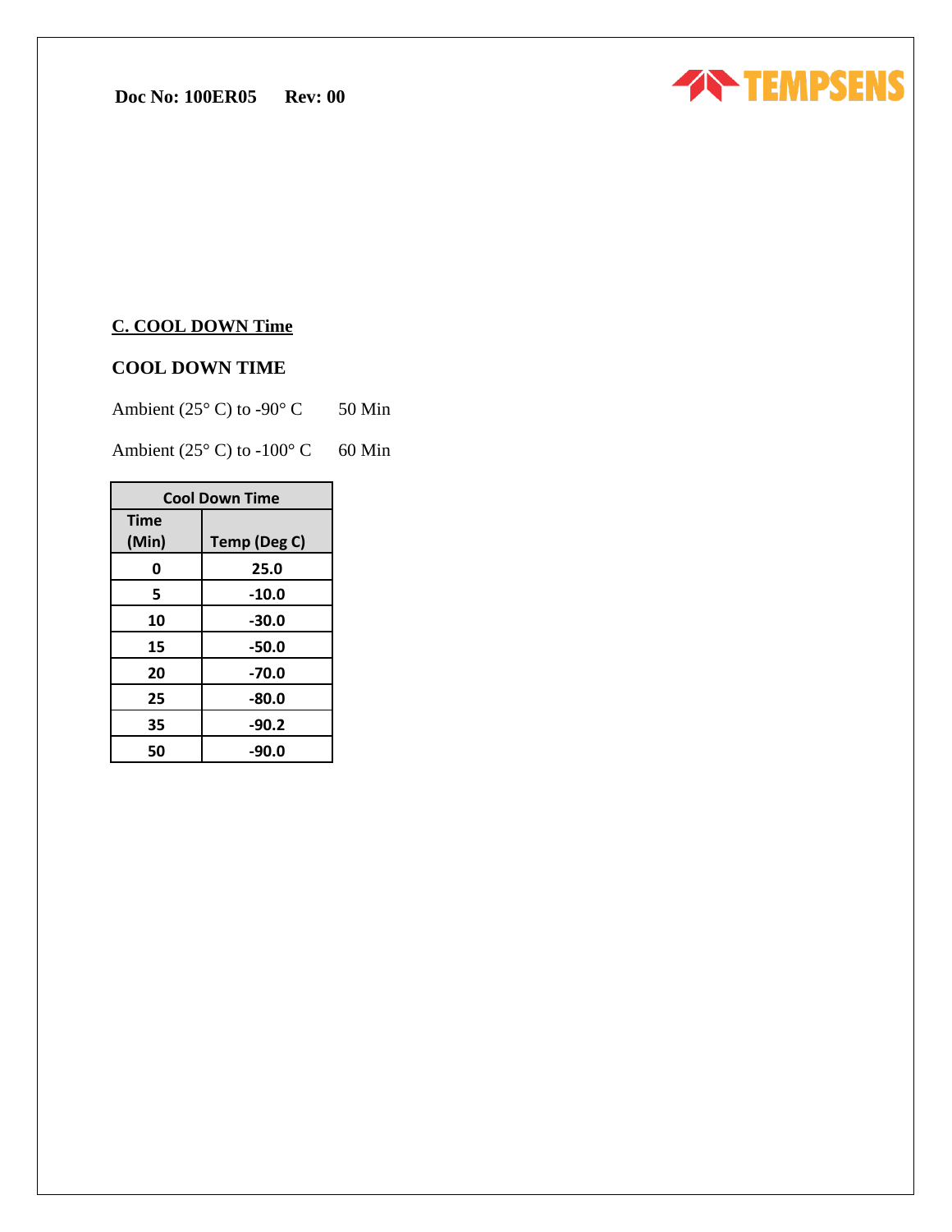## C. COOL DOWN Time

### COOL DOWN TIME

Ambient (25° C) to -90° C 50 Min

Ambient (25° C) to -100° C 60 Min

| Cool Down Time | |
|---|---|
| Time (Min) | Temp (Deg C) |
| 0 | 25.0 |
| 5 | -10.0 |
| 10 | -30.0 |
| 15 | -50.0 |
| 20 | -70.0 |
| 25 | -80.0 |
| 35 | -90.2 |
| 50 | -90.0 |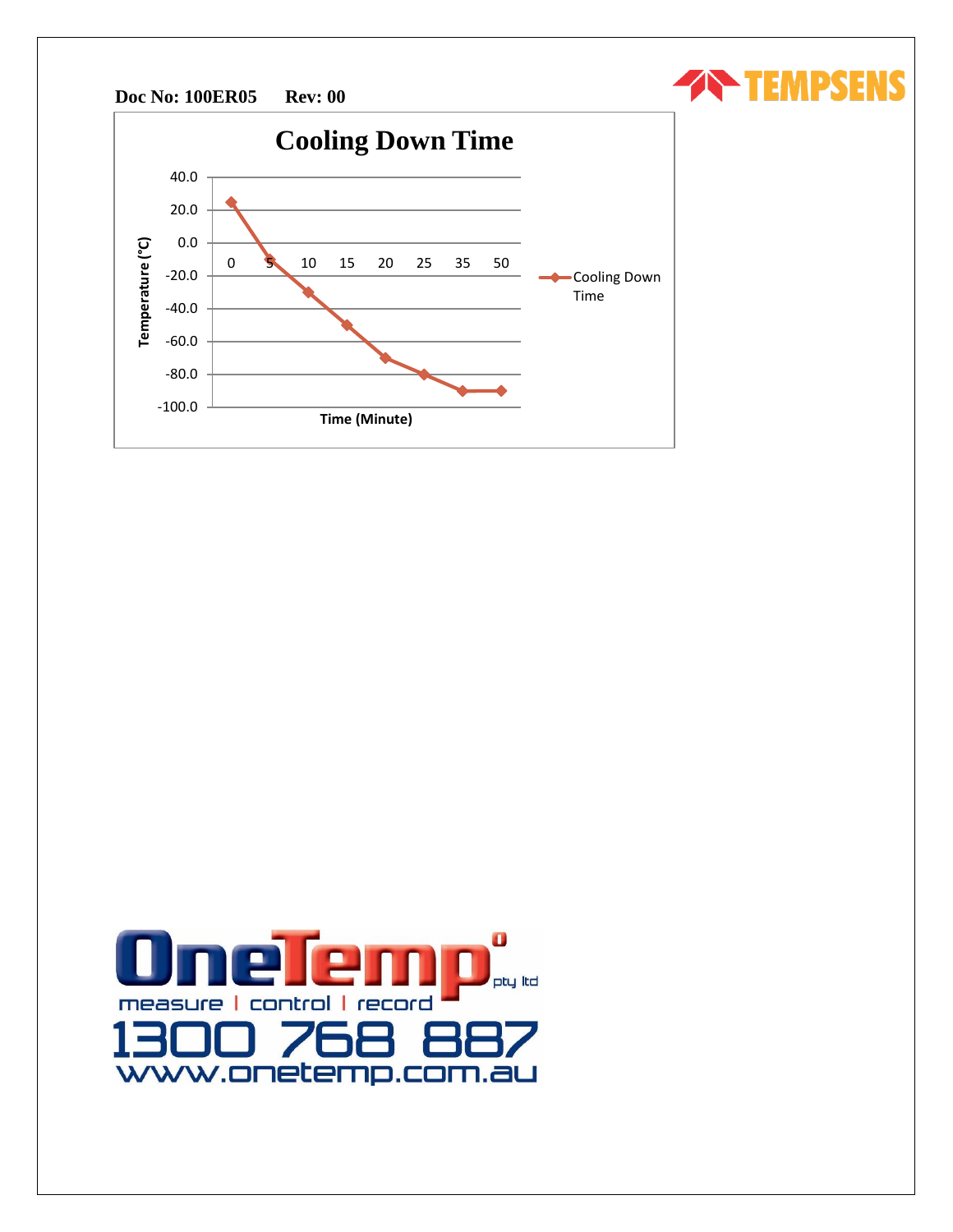**Doc No: 100ER05 Rev: 00**

TEMPSENS

Cooling Down Time

Temperature (°C)

40.0
20.0
0.0
-20.0
-40.0
-60.0
-80.0
-100.0

0 5 10 15 20 25 35 50

Time (Minute)

Cooling Down Time

OneTemp pty ltd

measure | control | record

1300 768 887

www.onetemp.com.au